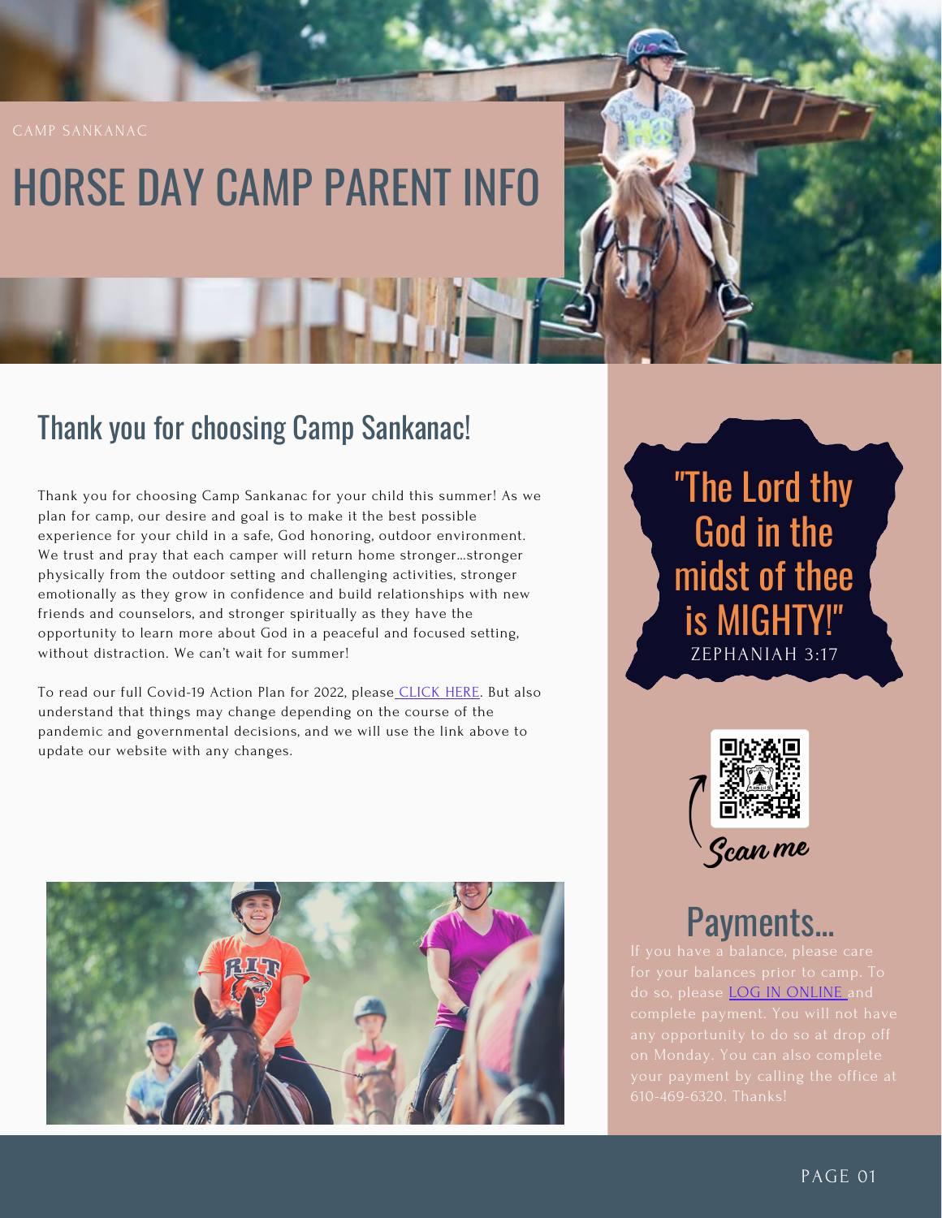CAMP SANKANAC

# HORSE DAY CAMP PARENT INFO

## Thank you for choosing Camp Sankanac!

Thank you for choosing Camp Sankanac for your child this summer! As we plan for camp, our desire and goal is to make it the best possible experience for your child in a safe, God honoring, outdoor environment. We trust and pray that each camper will return home stronger…stronger physically from the outdoor setting and challenging activities, stronger emotionally as they grow in confidence and build relationships with new friends and counselors, and stronger spiritually as they have the opportunity to learn more about God in a peaceful and focused setting, without distraction. We can't wait for summer!

To read our full Covid-19 Action Plan for 2022, please CLICK HERE. But also understand that things may change depending on the course of the pandemic and governmental decisions, and we will use the link above to update our website with any changes.

"The Lord thy God in the midst of thee is MIGHTY!"

ZEPHANIAH 3:17

Scan me

## Payments...

If you have a balance, please care for your balances prior to camp. To do so, please LOG IN ONLINE and complete payment. You will not have any opportunity to do so at drop off on Monday. You can also complete your payment by calling the office at 610-469-6320. Thanks!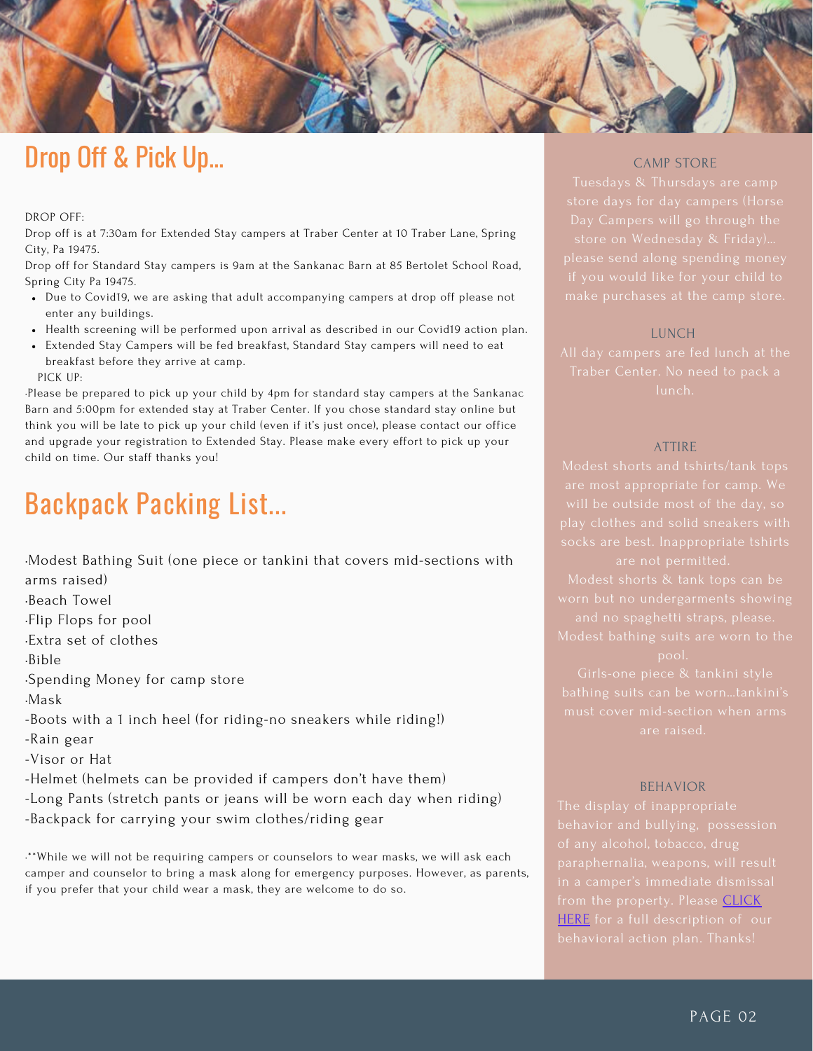## Drop Off & Pick Up...

DROP OFF:

Drop off is at 7:30am for Extended Stay campers at Traber Center at 10 Traber Lane, Spring City, Pa 19475.

Drop off for Standard Stay campers is 9am at the Sankanac Barn at 85 Bertolet School Road, Spring City Pa 19475.

- Due to Covid19, we are asking that adult accompanying campers at drop off please not enter any buildings.
- Health screening will be performed upon arrival as described in our Covid19 action plan.
- Extended Stay Campers will be fed breakfast, Standard Stay campers will need to eat breakfast before they arrive at camp.

PICK UP:

·Please be prepared to pick up your child by 4pm for standard stay campers at the Sankanac Barn and 5:00pm for extended stay at Traber Center. If you chose standard stay online but think you will be late to pick up your child (even if it's just once), please contact our office and upgrade your registration to Extended Stay. Please make every effort to pick up your child on time. Our staff thanks you!

## Backpack Packing List...

·Modest Bathing Suit (one piece or tankini that covers mid-sections with arms raised)
·Beach Towel
·Flip Flops for pool
·Extra set of clothes
·Bible
·Spending Money for camp store
·Mask
-Boots with a 1 inch heel (for riding-no sneakers while riding!)
-Rain gear
-Visor or Hat
-Helmet (helmets can be provided if campers don't have them)
-Long Pants (stretch pants or jeans will be worn each day when riding)
-Backpack for carrying your swim clothes/riding gear

·**While we will not be requiring campers or counselors to wear masks, we will ask each camper and counselor to bring a mask along for emergency purposes. However, as parents, if you prefer that your child wear a mask, they are welcome to do so.

### CAMP STORE

Tuesdays & Thursdays are camp store days for day campers (Horse Day Campers will go through the store on Wednesday & Friday)... please send along spending money if you would like for your child to make purchases at the camp store.

### LUNCH

All day campers are fed lunch at the Traber Center. No need to pack a lunch.

### ATTIRE

Modest shorts and tshirts/tank tops are most appropriate for camp. We will be outside most of the day, so play clothes and solid sneakers with socks are best. Inappropriate tshirts are not permitted.

Modest shorts & tank tops can be worn but no undergarments showing and no spaghetti straps, please.

Modest bathing suits are worn to the pool.

Girls-one piece & tankini style bathing suits can be worn...tankini's must cover mid-section when arms are raised.

### BEHAVIOR

The display of inappropriate behavior and bullying, possession of any alcohol, tobacco, drug paraphernalia, weapons, will result in a camper's immediate dismissal from the property. Please CLICK HERE for a full description of our behavioral action plan. Thanks!